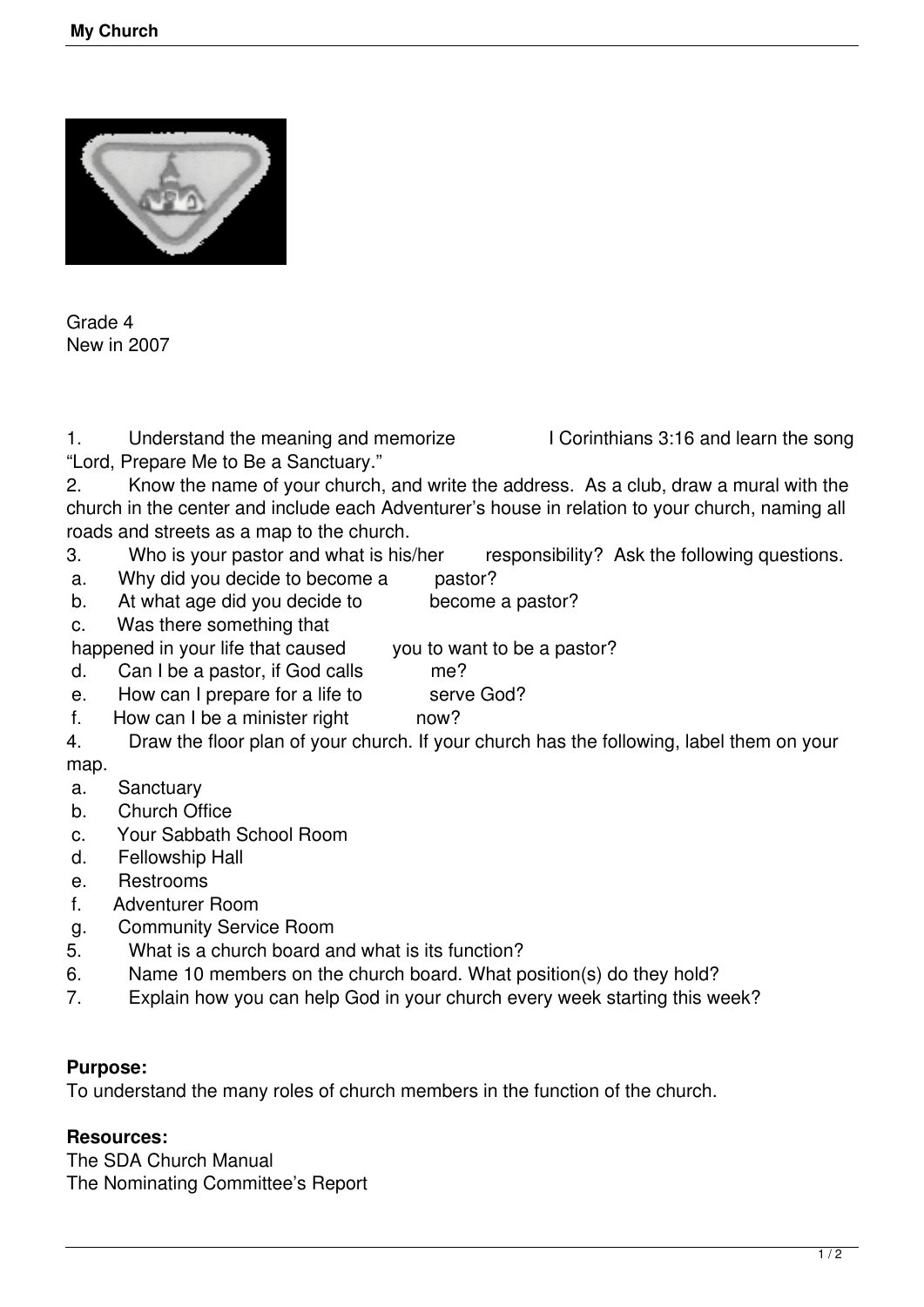Grade 4
New in 2007

1. Understand the meaning and memorize I Corinthians 3:16 and learn the song "Lord, Prepare Me to Be a Sanctuary."
2. Know the name of your church, and write the address. As a club, draw a mural with the church in the center and include each Adventurer's house in relation to your church, naming all roads and streets as a map to the church.
3. Who is your pastor and what is his/her responsibility? Ask the following questions.
   a. Why did you decide to become a pastor?
   b. At what age did you decide to become a pastor?
   c. Was there something that happened in your life that caused you to want to be a pastor?
   d. Can I be a pastor, if God calls me?
   e. How can I prepare for a life to serve God?
   f. How can I be a minister right now?
4. Draw the floor plan of your church. If your church has the following, label them on your map.
   a. Sanctuary
   b. Church Office
   c. Your Sabbath School Room
   d. Fellowship Hall
   e. Restrooms
   f. Adventurer Room
   g. Community Service Room
5. What is a church board and what is its function?
6. Name 10 members on the church board. What position(s) do they hold?
7. Explain how you can help God in your church every week starting this week?

**Purpose:**
To understand the many roles of church members in the function of the church.

**Resources:**
The SDA Church Manual
The Nominating Committee's Report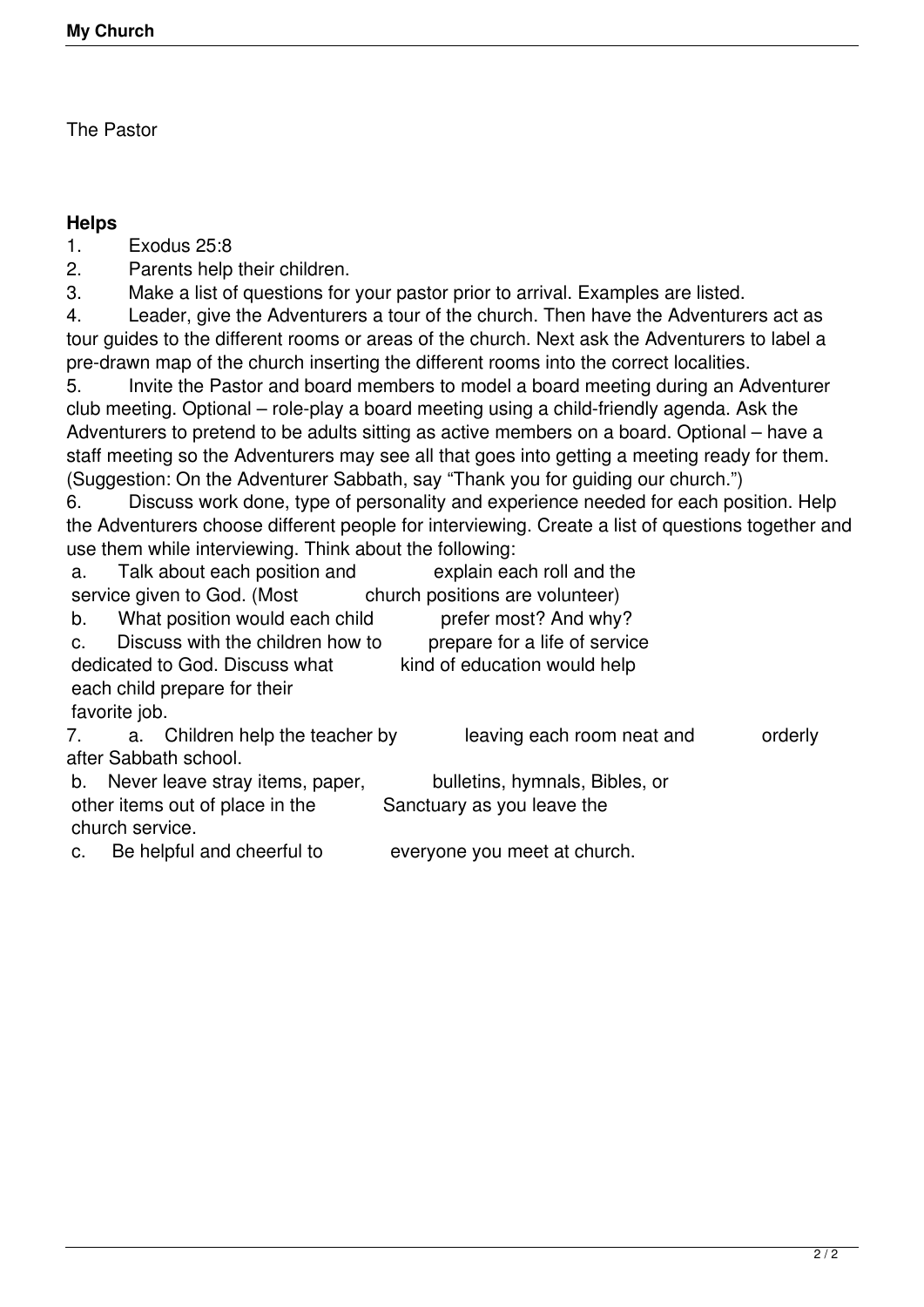The Pastor

**Helps**

1. Exodus 25:8
2. Parents help their children.
3. Make a list of questions for your pastor prior to arrival. Examples are listed.
4. Leader, give the Adventurers a tour of the church. Then have the Adventurers act as tour guides to the different rooms or areas of the church. Next ask the Adventurers to label a pre-drawn map of the church inserting the different rooms into the correct localities.
5. Invite the Pastor and board members to model a board meeting during an Adventurer club meeting. Optional – role-play a board meeting using a child-friendly agenda. Ask the Adventurers to pretend to be adults sitting as active members on a board. Optional – have a staff meeting so the Adventurers may see all that goes into getting a meeting ready for them. (Suggestion: On the Adventurer Sabbath, say "Thank you for guiding our church.")
6. Discuss work done, type of personality and experience needed for each position. Help the Adventurers choose different people for interviewing. Create a list of questions together and use them while interviewing. Think about the following:
   a. Talk about each position and explain each roll and the service given to God. (Most church positions are volunteer)
   b. What position would each child prefer most? And why?
   c. Discuss with the children how to prepare for a life of service dedicated to God. Discuss what kind of education would help each child prepare for their favorite job.
7. a. Children help the teacher by leaving each room neat and orderly after Sabbath school.
   b. Never leave stray items, paper, bulletins, hymnals, Bibles, or other items out of place in the Sanctuary as you leave the church service.
   c. Be helpful and cheerful to everyone you meet at church.